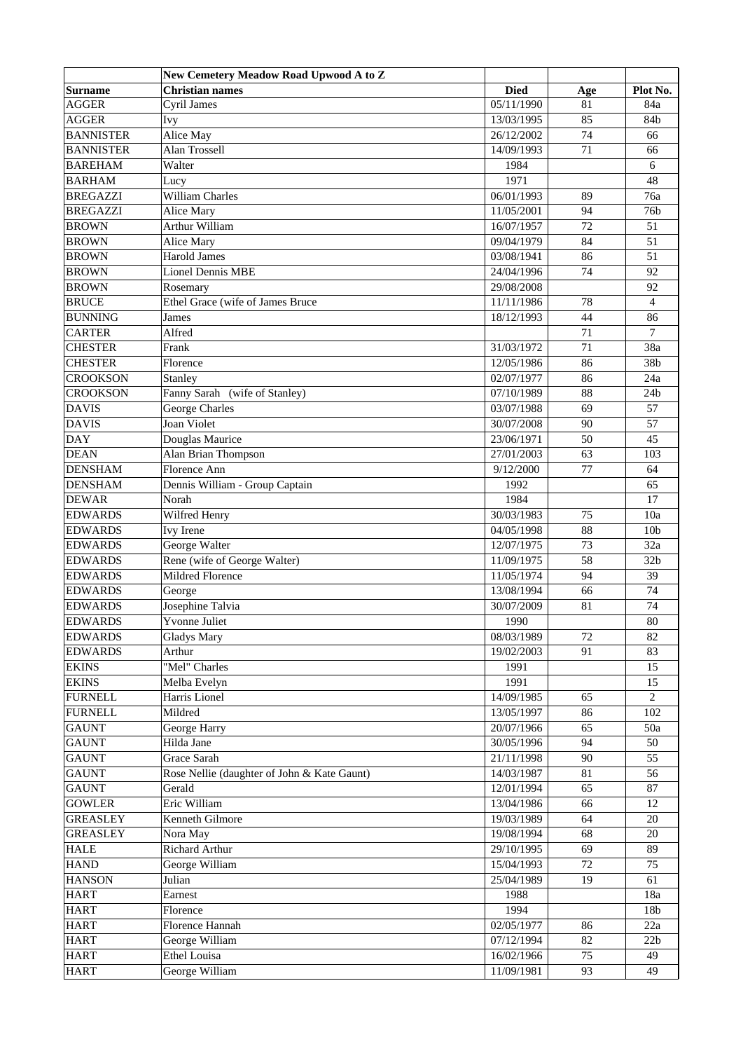| | New Cemetery Meadow Road Upwood A to Z | | | |
|---|---|---|---|---|
| **Surname** | **Christian names** | **Died** | **Age** | **Plot No.** |
| AGGER | Cyril James | 05/11/1990 | 81 | 84a |
| AGGER | Ivy | 13/03/1995 | 85 | 84b |
| BANNISTER | Alice May | 26/12/2002 | 74 | 66 |
| BANNISTER | Alan Trossell | 14/09/1993 | 71 | 66 |
| BAREHAM | Walter | 1984 | | 6 |
| BARHAM | Lucy | 1971 | | 48 |
| BREGAZZI | William Charles | 06/01/1993 | 89 | 76a |
| BREGAZZI | Alice Mary | 11/05/2001 | 94 | 76b |
| BROWN | Arthur William | 16/07/1957 | 72 | 51 |
| BROWN | Alice Mary | 09/04/1979 | 84 | 51 |
| BROWN | Harold James | 03/08/1941 | 86 | 51 |
| BROWN | Lionel Dennis MBE | 24/04/1996 | 74 | 92 |
| BROWN | Rosemary | 29/08/2008 | | 92 |
| BRUCE | Ethel Grace (wife of James Bruce | 11/11/1986 | 78 | 4 |
| BUNNING | James | 18/12/1993 | 44 | 86 |
| CARTER | Alfred | | 71 | 7 |
| CHESTER | Frank | 31/03/1972 | 71 | 38a |
| CHESTER | Florence | 12/05/1986 | 86 | 38b |
| CROOKSON | Stanley | 02/07/1977 | 86 | 24a |
| CROOKSON | Fanny Sarah (wife of Stanley) | 07/10/1989 | 88 | 24b |
| DAVIS | George Charles | 03/07/1988 | 69 | 57 |
| DAVIS | Joan Violet | 30/07/2008 | 90 | 57 |
| DAY | Douglas Maurice | 23/06/1971 | 50 | 45 |
| DEAN | Alan Brian Thompson | 27/01/2003 | 63 | 103 |
| DENSHAM | Florence Ann | 9/12/2000 | 77 | 64 |
| DENSHAM | Dennis William - Group Captain | 1992 | | 65 |
| DEWAR | Norah | 1984 | | 17 |
| EDWARDS | Wilfred Henry | 30/03/1983 | 75 | 10a |
| EDWARDS | Ivy Irene | 04/05/1998 | 88 | 10b |
| EDWARDS | George Walter | 12/07/1975 | 73 | 32a |
| EDWARDS | Rene (wife of George Walter) | 11/09/1975 | 58 | 32b |
| EDWARDS | Mildred Florence | 11/05/1974 | 94 | 39 |
| EDWARDS | George | 13/08/1994 | 66 | 74 |
| EDWARDS | Josephine Talvia | 30/07/2009 | 81 | 74 |
| EDWARDS | Yvonne Juliet | 1990 | | 80 |
| EDWARDS | Gladys Mary | 08/03/1989 | 72 | 82 |
| EDWARDS | Arthur | 19/02/2003 | 91 | 83 |
| EKINS | "Mel" Charles | 1991 | | 15 |
| EKINS | Melba Evelyn | 1991 | | 15 |
| FURNELL | Harris Lionel | 14/09/1985 | 65 | 2 |
| FURNELL | Mildred | 13/05/1997 | 86 | 102 |
| GAUNT | George Harry | 20/07/1966 | 65 | 50a |
| GAUNT | Hilda Jane | 30/05/1996 | 94 | 50 |
| GAUNT | Grace Sarah | 21/11/1998 | 90 | 55 |
| GAUNT | Rose Nellie (daughter of John & Kate Gaunt) | 14/03/1987 | 81 | 56 |
| GAUNT | Gerald | 12/01/1994 | 65 | 87 |
| GOWLER | Eric William | 13/04/1986 | 66 | 12 |
| GREASLEY | Kenneth Gilmore | 19/03/1989 | 64 | 20 |
| GREASLEY | Nora May | 19/08/1994 | 68 | 20 |
| HALE | Richard Arthur | 29/10/1995 | 69 | 89 |
| HAND | George William | 15/04/1993 | 72 | 75 |
| HANSON | Julian | 25/04/1989 | 19 | 61 |
| HART | Earnest | 1988 | | 18a |
| HART | Florence | 1994 | | 18b |
| HART | Florence Hannah | 02/05/1977 | 86 | 22a |
| HART | George William | 07/12/1994 | 82 | 22b |
| HART | Ethel Louisa | 16/02/1966 | 75 | 49 |
| HART | George William | 11/09/1981 | 93 | 49 |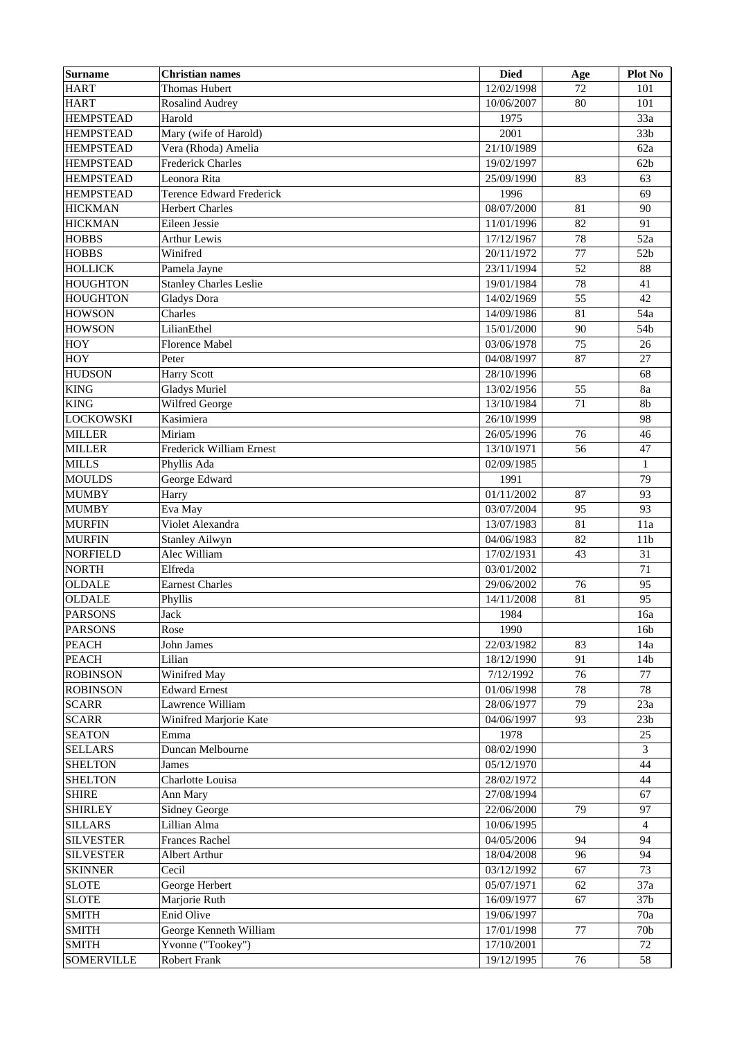| Surname | Christian names | Died | Age | Plot No |
|---|---|---|---|---|
| HART | Thomas Hubert | 12/02/1998 | 72 | 101 |
| HART | Rosalind Audrey | 10/06/2007 | 80 | 101 |
| HEMPSTEAD | Harold | 1975 | | 33a |
| HEMPSTEAD | Mary (wife of Harold) | 2001 | | 33b |
| HEMPSTEAD | Vera (Rhoda) Amelia | 21/10/1989 | | 62a |
| HEMPSTEAD | Frederick Charles | 19/02/1997 | | 62b |
| HEMPSTEAD | Leonora Rita | 25/09/1990 | 83 | 63 |
| HEMPSTEAD | Terence Edward Frederick | 1996 | | 69 |
| HICKMAN | Herbert Charles | 08/07/2000 | 81 | 90 |
| HICKMAN | Eileen Jessie | 11/01/1996 | 82 | 91 |
| HOBBS | Arthur Lewis | 17/12/1967 | 78 | 52a |
| HOBBS | Winifred | 20/11/1972 | 77 | 52b |
| HOLLICK | Pamela Jayne | 23/11/1994 | 52 | 88 |
| HOUGHTON | Stanley Charles Leslie | 19/01/1984 | 78 | 41 |
| HOUGHTON | Gladys Dora | 14/02/1969 | 55 | 42 |
| HOWSON | Charles | 14/09/1986 | 81 | 54a |
| HOWSON | LilianEthel | 15/01/2000 | 90 | 54b |
| HOY | Florence Mabel | 03/06/1978 | 75 | 26 |
| HOY | Peter | 04/08/1997 | 87 | 27 |
| HUDSON | Harry Scott | 28/10/1996 | | 68 |
| KING | Gladys Muriel | 13/02/1956 | 55 | 8a |
| KING | Wilfred George | 13/10/1984 | 71 | 8b |
| LOCKOWSKI | Kasimiera | 26/10/1999 | | 98 |
| MILLER | Miriam | 26/05/1996 | 76 | 46 |
| MILLER | Frederick William Ernest | 13/10/1971 | 56 | 47 |
| MILLS | Phyllis Ada | 02/09/1985 | | 1 |
| MOULDS | George Edward | 1991 | | 79 |
| MUMBY | Harry | 01/11/2002 | 87 | 93 |
| MUMBY | Eva May | 03/07/2004 | 95 | 93 |
| MURFIN | Violet Alexandra | 13/07/1983 | 81 | 11a |
| MURFIN | Stanley Ailwyn | 04/06/1983 | 82 | 11b |
| NORFIELD | Alec William | 17/02/1931 | 43 | 31 |
| NORTH | Elfreda | 03/01/2002 | | 71 |
| OLDALE | Earnest Charles | 29/06/2002 | 76 | 95 |
| OLDALE | Phyllis | 14/11/2008 | 81 | 95 |
| PARSONS | Jack | 1984 | | 16a |
| PARSONS | Rose | 1990 | | 16b |
| PEACH | John James | 22/03/1982 | 83 | 14a |
| PEACH | Lilian | 18/12/1990 | 91 | 14b |
| ROBINSON | Winifred May | 7/12/1992 | 76 | 77 |
| ROBINSON | Edward Ernest | 01/06/1998 | 78 | 78 |
| SCARR | Lawrence William | 28/06/1977 | 79 | 23a |
| SCARR | Winifred Marjorie Kate | 04/06/1997 | 93 | 23b |
| SEATON | Emma | 1978 | | 25 |
| SELLARS | Duncan Melbourne | 08/02/1990 | | 3 |
| SHELTON | James | 05/12/1970 | | 44 |
| SHELTON | Charlotte Louisa | 28/02/1972 | | 44 |
| SHIRE | Ann Mary | 27/08/1994 | | 67 |
| SHIRLEY | Sidney George | 22/06/2000 | 79 | 97 |
| SILLARS | Lillian Alma | 10/06/1995 | | 4 |
| SILVESTER | Frances Rachel | 04/05/2006 | 94 | 94 |
| SILVESTER | Albert Arthur | 18/04/2008 | 96 | 94 |
| SKINNER | Cecil | 03/12/1992 | 67 | 73 |
| SLOTE | George Herbert | 05/07/1971 | 62 | 37a |
| SLOTE | Marjorie Ruth | 16/09/1977 | 67 | 37b |
| SMITH | Enid Olive | 19/06/1997 | | 70a |
| SMITH | George Kenneth William | 17/01/1998 | 77 | 70b |
| SMITH | Yvonne ("Tookey") | 17/10/2001 | | 72 |
| SOMERVILLE | Robert Frank | 19/12/1995 | 76 | 58 |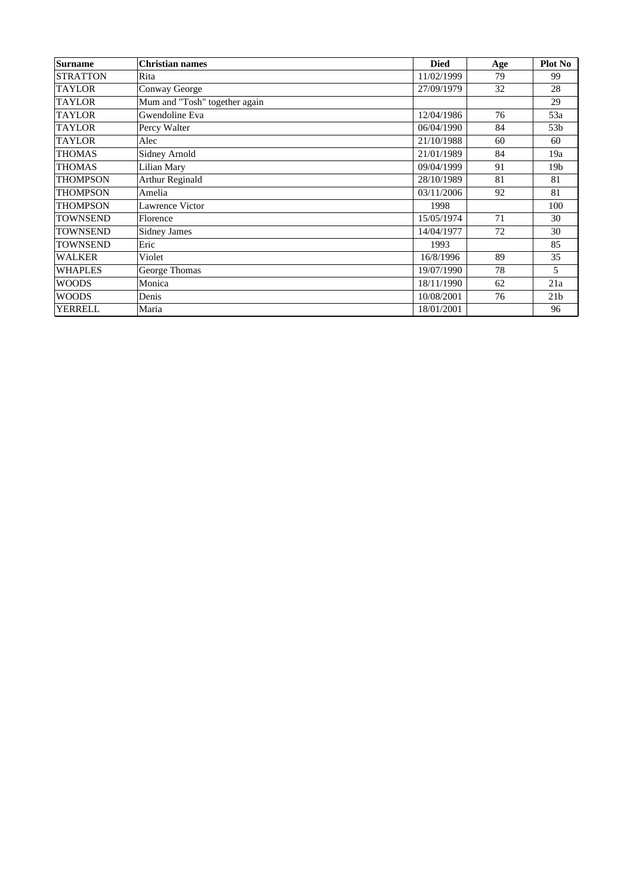| Surname | Christian names | Died | Age | Plot No |
|---|---|---|---|---|
| STRATTON | Rita | 11/02/1999 | 79 | 99 |
| TAYLOR | Conway George | 27/09/1979 | 32 | 28 |
| TAYLOR | Mum and "Tosh" together again | | | 29 |
| TAYLOR | Gwendoline Eva | 12/04/1986 | 76 | 53a |
| TAYLOR | Percy Walter | 06/04/1990 | 84 | 53b |
| TAYLOR | Alec | 21/10/1988 | 60 | 60 |
| THOMAS | Sidney Arnold | 21/01/1989 | 84 | 19a |
| THOMAS | Lilian Mary | 09/04/1999 | 91 | 19b |
| THOMPSON | Arthur Reginald | 28/10/1989 | 81 | 81 |
| THOMPSON | Amelia | 03/11/2006 | 92 | 81 |
| THOMPSON | Lawrence Victor | 1998 | | 100 |
| TOWNSEND | Florence | 15/05/1974 | 71 | 30 |
| TOWNSEND | Sidney James | 14/04/1977 | 72 | 30 |
| TOWNSEND | Eric | 1993 | | 85 |
| WALKER | Violet | 16/8/1996 | 89 | 35 |
| WHAPLES | George Thomas | 19/07/1990 | 78 | 5 |
| WOODS | Monica | 18/11/1990 | 62 | 21a |
| WOODS | Denis | 10/08/2001 | 76 | 21b |
| YERRELL | Maria | 18/01/2001 | | 96 |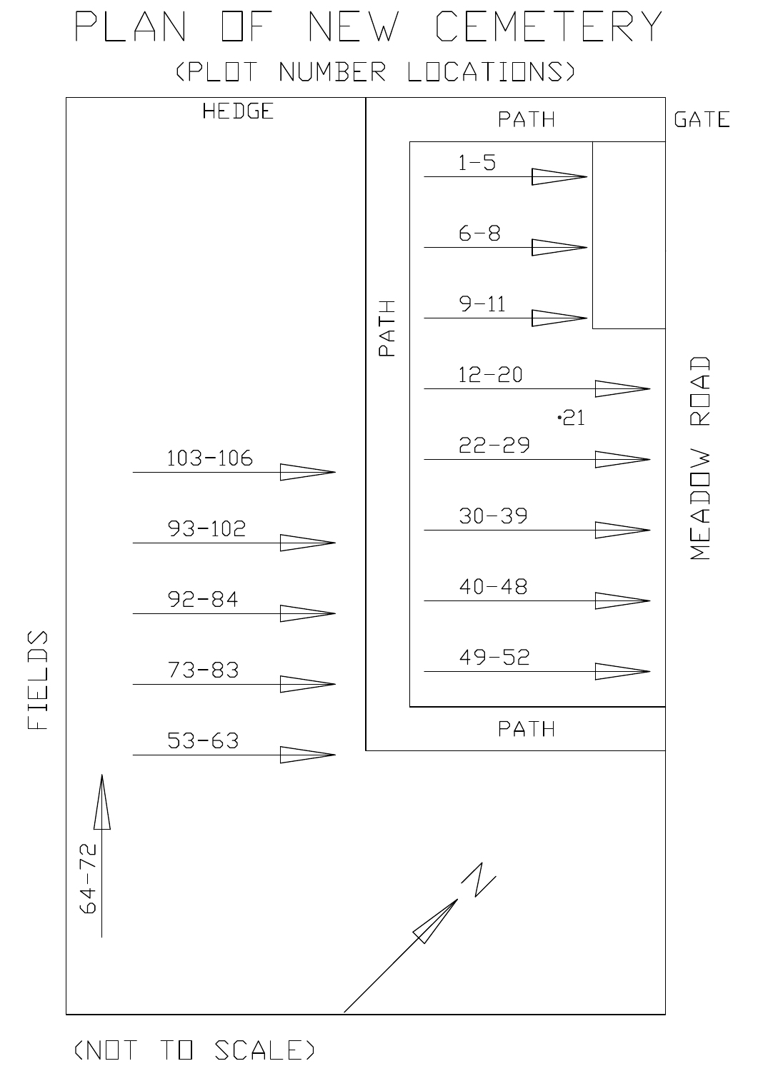# PLAN OF NEW CEMETERY

(PLOT NUMBER LOCATIONS)

HEDGE

PATH

GATE

1-5

6-8

9-11

PATH

12-20

·21

22-29

30-39

40-48

49-52

MEADOW ROAD

103-106

93-102

92-84

73-83

53-63

PATH

FIELDS

64-72

N

(NOT TO SCALE)